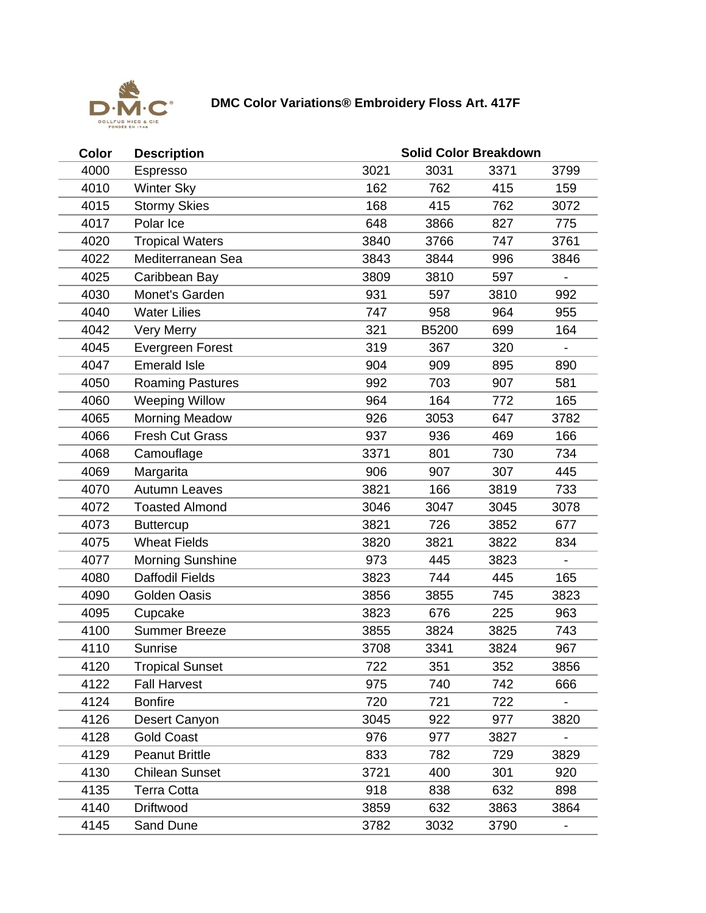# DMC Color Variations® Embroidery Floss Art. 417F

| Color | Description | Solid Color Breakdown | | | |
|---|---|---|---|---|---|
| 4000 | Espresso | 3021 | 3031 | 3371 | 3799 |
| 4010 | Winter Sky | 162 | 762 | 415 | 159 |
| 4015 | Stormy Skies | 168 | 415 | 762 | 3072 |
| 4017 | Polar Ice | 648 | 3866 | 827 | 775 |
| 4020 | Tropical Waters | 3840 | 3766 | 747 | 3761 |
| 4022 | Mediterranean Sea | 3843 | 3844 | 996 | 3846 |
| 4025 | Caribbean Bay | 3809 | 3810 | 597 | - |
| 4030 | Monet's Garden | 931 | 597 | 3810 | 992 |
| 4040 | Water Lilies | 747 | 958 | 964 | 955 |
| 4042 | Very Merry | 321 | B5200 | 699 | 164 |
| 4045 | Evergreen Forest | 319 | 367 | 320 | - |
| 4047 | Emerald Isle | 904 | 909 | 895 | 890 |
| 4050 | Roaming Pastures | 992 | 703 | 907 | 581 |
| 4060 | Weeping Willow | 964 | 164 | 772 | 165 |
| 4065 | Morning Meadow | 926 | 3053 | 647 | 3782 |
| 4066 | Fresh Cut Grass | 937 | 936 | 469 | 166 |
| 4068 | Camouflage | 3371 | 801 | 730 | 734 |
| 4069 | Margarita | 906 | 907 | 307 | 445 |
| 4070 | Autumn Leaves | 3821 | 166 | 3819 | 733 |
| 4072 | Toasted Almond | 3046 | 3047 | 3045 | 3078 |
| 4073 | Buttercup | 3821 | 726 | 3852 | 677 |
| 4075 | Wheat Fields | 3820 | 3821 | 3822 | 834 |
| 4077 | Morning Sunshine | 973 | 445 | 3823 | - |
| 4080 | Daffodil Fields | 3823 | 744 | 445 | 165 |
| 4090 | Golden Oasis | 3856 | 3855 | 745 | 3823 |
| 4095 | Cupcake | 3823 | 676 | 225 | 963 |
| 4100 | Summer Breeze | 3855 | 3824 | 3825 | 743 |
| 4110 | Sunrise | 3708 | 3341 | 3824 | 967 |
| 4120 | Tropical Sunset | 722 | 351 | 352 | 3856 |
| 4122 | Fall Harvest | 975 | 740 | 742 | 666 |
| 4124 | Bonfire | 720 | 721 | 722 | - |
| 4126 | Desert Canyon | 3045 | 922 | 977 | 3820 |
| 4128 | Gold Coast | 976 | 977 | 3827 | - |
| 4129 | Peanut Brittle | 833 | 782 | 729 | 3829 |
| 4130 | Chilean Sunset | 3721 | 400 | 301 | 920 |
| 4135 | Terra Cotta | 918 | 838 | 632 | 898 |
| 4140 | Driftwood | 3859 | 632 | 3863 | 3864 |
| 4145 | Sand Dune | 3782 | 3032 | 3790 | - |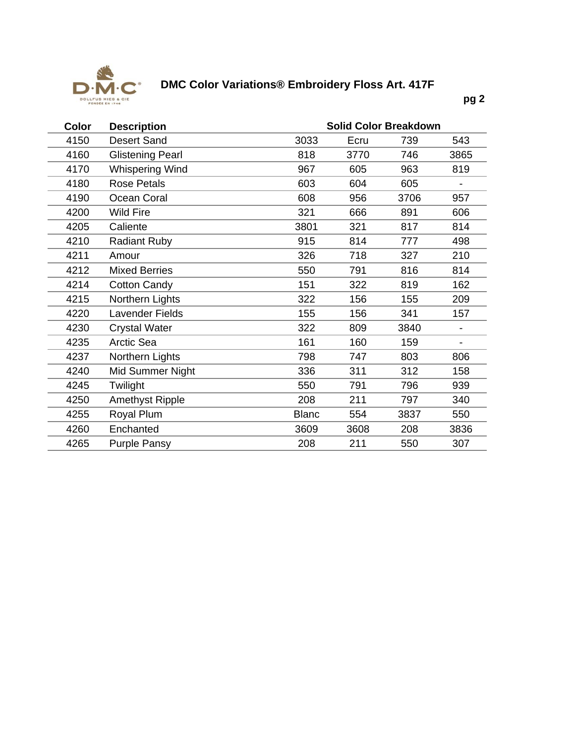# DMC Color Variations® Embroidery Floss Art. 417F

| Color | Description | Solid Color Breakdown | | | |
|---|---|---|---|---|---|
| 4150 | Desert Sand | 3033 | Ecru | 739 | 543 |
| 4160 | Glistening Pearl | 818 | 3770 | 746 | 3865 |
| 4170 | Whispering Wind | 967 | 605 | 963 | 819 |
| 4180 | Rose Petals | 603 | 604 | 605 | - |
| 4190 | Ocean Coral | 608 | 956 | 3706 | 957 |
| 4200 | Wild Fire | 321 | 666 | 891 | 606 |
| 4205 | Caliente | 3801 | 321 | 817 | 814 |
| 4210 | Radiant Ruby | 915 | 814 | 777 | 498 |
| 4211 | Amour | 326 | 718 | 327 | 210 |
| 4212 | Mixed Berries | 550 | 791 | 816 | 814 |
| 4214 | Cotton Candy | 151 | 322 | 819 | 162 |
| 4215 | Northern Lights | 322 | 156 | 155 | 209 |
| 4220 | Lavender Fields | 155 | 156 | 341 | 157 |
| 4230 | Crystal Water | 322 | 809 | 3840 | - |
| 4235 | Arctic Sea | 161 | 160 | 159 | - |
| 4237 | Northern Lights | 798 | 747 | 803 | 806 |
| 4240 | Mid Summer Night | 336 | 311 | 312 | 158 |
| 4245 | Twilight | 550 | 791 | 796 | 939 |
| 4250 | Amethyst Ripple | 208 | 211 | 797 | 340 |
| 4255 | Royal Plum | Blanc | 554 | 3837 | 550 |
| 4260 | Enchanted | 3609 | 3608 | 208 | 3836 |
| 4265 | Purple Pansy | 208 | 211 | 550 | 307 |